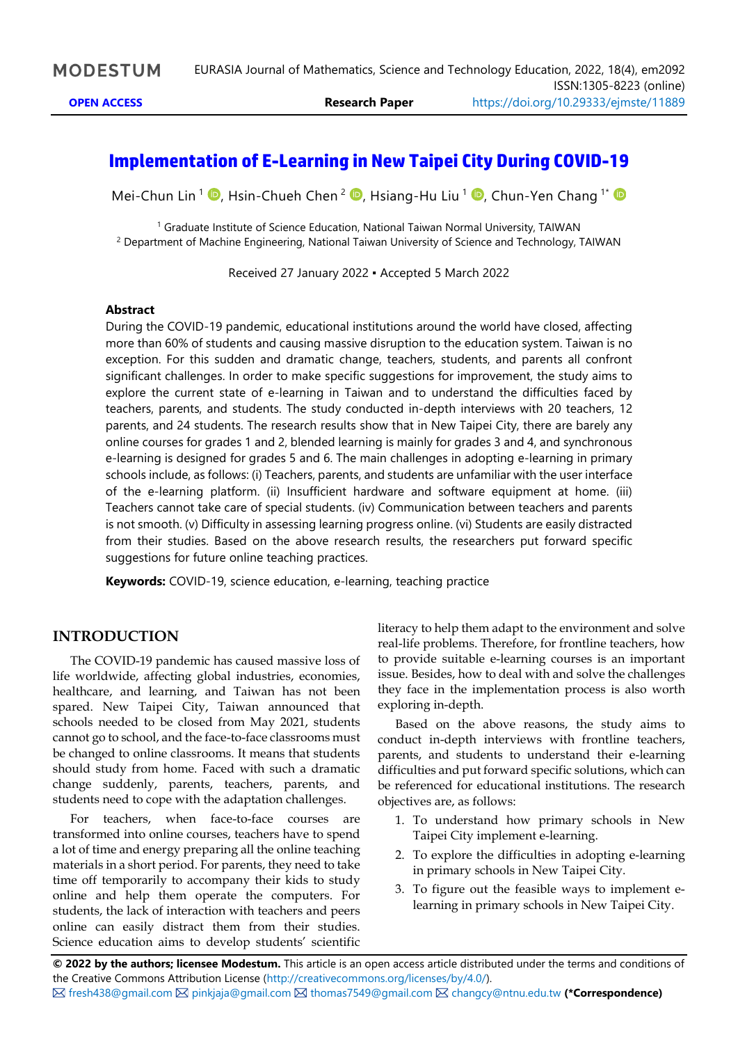# Implementation of E-Learning in New Taipei City During COVID-19

Mei-Chun Lin [1], Hsin-Chueh Chen [2], Hsiang-Hu Liu [1], Chun-Yen Chang [1*]

[1] Graduate Institute of Science Education, National Taiwan Normal University, TAIWAN
[2] Department of Machine Engineering, National Taiwan University of Science and Technology, TAIWAN

Received 27 January 2022 ▪ Accepted 5 March 2022

### Abstract

During the COVID-19 pandemic, educational institutions around the world have closed, affecting more than 60% of students and causing massive disruption to the education system. Taiwan is no exception. For this sudden and dramatic change, teachers, students, and parents all confront significant challenges. In order to make specific suggestions for improvement, the study aims to explore the current state of e-learning in Taiwan and to understand the difficulties faced by teachers, parents, and students. The study conducted in-depth interviews with 20 teachers, 12 parents, and 24 students. The research results show that in New Taipei City, there are barely any online courses for grades 1 and 2, blended learning is mainly for grades 3 and 4, and synchronous e-learning is designed for grades 5 and 6. The main challenges in adopting e-learning in primary schools include, as follows: (i) Teachers, parents, and students are unfamiliar with the user interface of the e-learning platform. (ii) Insufficient hardware and software equipment at home. (iii) Teachers cannot take care of special students. (iv) Communication between teachers and parents is not smooth. (v) Difficulty in assessing learning progress online. (vi) Students are easily distracted from their studies. Based on the above research results, the researchers put forward specific suggestions for future online teaching practices.

**Keywords:** COVID-19, science education, e-learning, teaching practice

## INTRODUCTION

The COVID-19 pandemic has caused massive loss of life worldwide, affecting global industries, economies, healthcare, and learning, and Taiwan has not been spared. New Taipei City, Taiwan announced that schools needed to be closed from May 2021, students cannot go to school, and the face-to-face classrooms must be changed to online classrooms. It means that students should study from home. Faced with such a dramatic change suddenly, parents, teachers, parents, and students need to cope with the adaptation challenges.

For teachers, when face-to-face courses are transformed into online courses, teachers have to spend a lot of time and energy preparing all the online teaching materials in a short period. For parents, they need to take time off temporarily to accompany their kids to study online and help them operate the computers. For students, the lack of interaction with teachers and peers online can easily distract them from their studies. Science education aims to develop students' scientific literacy to help them adapt to the environment and solve real-life problems. Therefore, for frontline teachers, how to provide suitable e-learning courses is an important issue. Besides, how to deal with and solve the challenges they face in the implementation process is also worth exploring in-depth.

Based on the above reasons, the study aims to conduct in-depth interviews with frontline teachers, parents, and students to understand their e-learning difficulties and put forward specific solutions, which can be referenced for educational institutions. The research objectives are, as follows:

1. To understand how primary schools in New Taipei City implement e-learning.
2. To explore the difficulties in adopting e-learning in primary schools in New Taipei City.
3. To figure out the feasible ways to implement e-learning in primary schools in New Taipei City.

**© 2022 by the authors; licensee Modestum.** This article is an open access article distributed under the terms and conditions of the Creative Commons Attribution License (http://creativecommons.org/licenses/by/4.0/).
fresh438@gmail.com pinkjaja@gmail.com thomas7549@gmail.com changcy@ntnu.edu.tw **(*Correspondence)**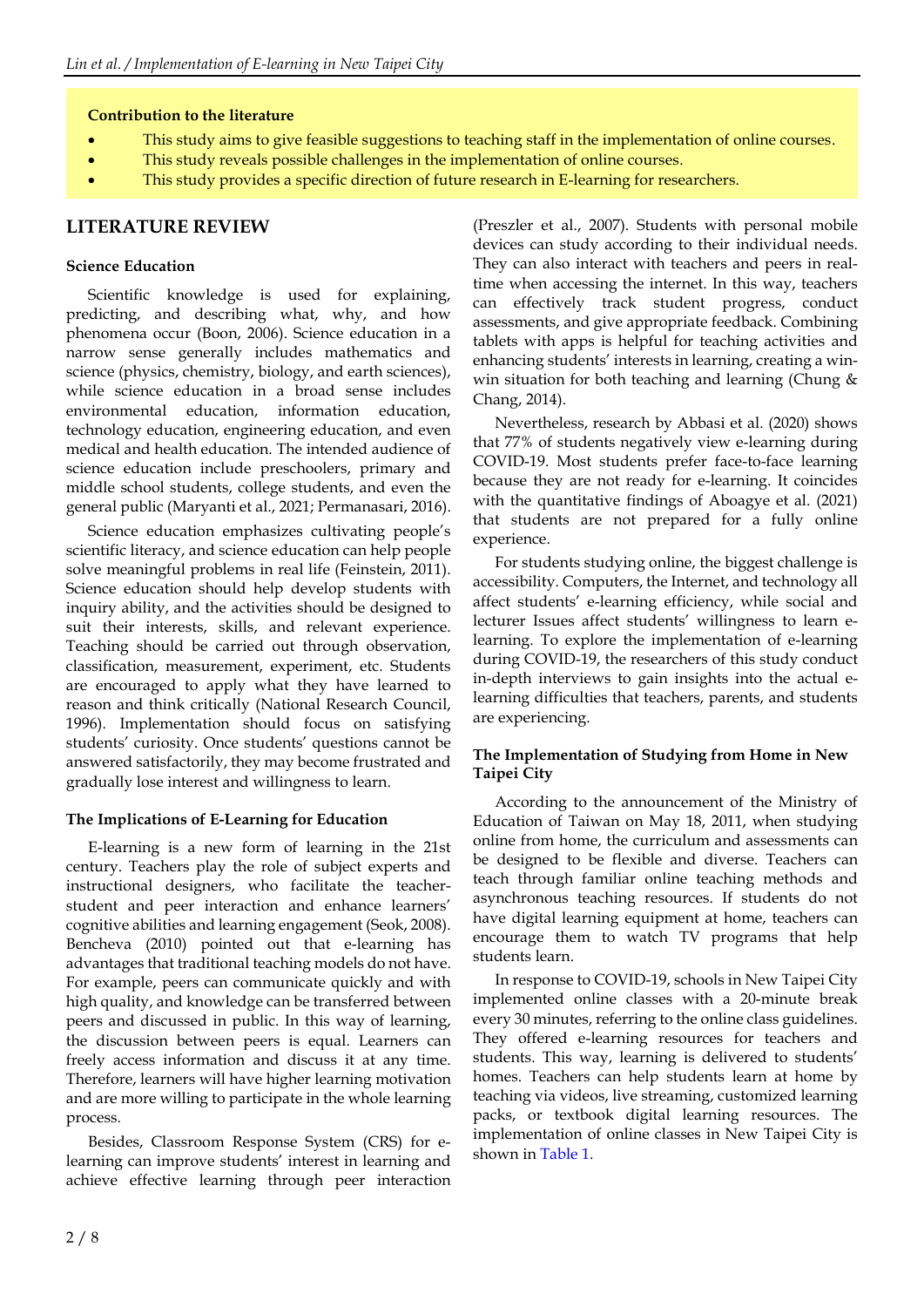**Contribution to the literature**

- This study aims to give feasible suggestions to teaching staff in the implementation of online courses.
- This study reveals possible challenges in the implementation of online courses.
- This study provides a specific direction of future research in E-learning for researchers.

## LITERATURE REVIEW

### Science Education

Scientific knowledge is used for explaining, predicting, and describing what, why, and how phenomena occur (Boon, 2006). Science education in a narrow sense generally includes mathematics and science (physics, chemistry, biology, and earth sciences), while science education in a broad sense includes environmental education, information education, technology education, engineering education, and even medical and health education. The intended audience of science education include preschoolers, primary and middle school students, college students, and even the general public (Maryanti et al., 2021; Permanasari, 2016).

Science education emphasizes cultivating people's scientific literacy, and science education can help people solve meaningful problems in real life (Feinstein, 2011). Science education should help develop students with inquiry ability, and the activities should be designed to suit their interests, skills, and relevant experience. Teaching should be carried out through observation, classification, measurement, experiment, etc. Students are encouraged to apply what they have learned to reason and think critically (National Research Council, 1996). Implementation should focus on satisfying students' curiosity. Once students' questions cannot be answered satisfactorily, they may become frustrated and gradually lose interest and willingness to learn.

### The Implications of E-Learning for Education

E-learning is a new form of learning in the 21st century. Teachers play the role of subject experts and instructional designers, who facilitate the teacher-student and peer interaction and enhance learners' cognitive abilities and learning engagement (Seok, 2008). Bencheva (2010) pointed out that e-learning has advantages that traditional teaching models do not have. For example, peers can communicate quickly and with high quality, and knowledge can be transferred between peers and discussed in public. In this way of learning, the discussion between peers is equal. Learners can freely access information and discuss it at any time. Therefore, learners will have higher learning motivation and are more willing to participate in the whole learning process.

Besides, Classroom Response System (CRS) for e-learning can improve students' interest in learning and achieve effective learning through peer interaction (Preszler et al., 2007). Students with personal mobile devices can study according to their individual needs. They can also interact with teachers and peers in real-time when accessing the internet. In this way, teachers can effectively track student progress, conduct assessments, and give appropriate feedback. Combining tablets with apps is helpful for teaching activities and enhancing students' interests in learning, creating a win-win situation for both teaching and learning (Chung & Chang, 2014).

Nevertheless, research by Abbasi et al. (2020) shows that 77% of students negatively view e-learning during COVID-19. Most students prefer face-to-face learning because they are not ready for e-learning. It coincides with the quantitative findings of Aboagye et al. (2021) that students are not prepared for a fully online experience.

For students studying online, the biggest challenge is accessibility. Computers, the Internet, and technology all affect students' e-learning efficiency, while social and lecturer Issues affect students' willingness to learn e-learning. To explore the implementation of e-learning during COVID-19, the researchers of this study conduct in-depth interviews to gain insights into the actual e-learning difficulties that teachers, parents, and students are experiencing.

### The Implementation of Studying from Home in New Taipei City

According to the announcement of the Ministry of Education of Taiwan on May 18, 2011, when studying online from home, the curriculum and assessments can be designed to be flexible and diverse. Teachers can teach through familiar online teaching methods and asynchronous teaching resources. If students do not have digital learning equipment at home, teachers can encourage them to watch TV programs that help students learn.

In response to COVID-19, schools in New Taipei City implemented online classes with a 20-minute break every 30 minutes, referring to the online class guidelines. They offered e-learning resources for teachers and students. This way, learning is delivered to students' homes. Teachers can help students learn at home by teaching via videos, live streaming, customized learning packs, or textbook digital learning resources. The implementation of online classes in New Taipei City is shown in Table 1.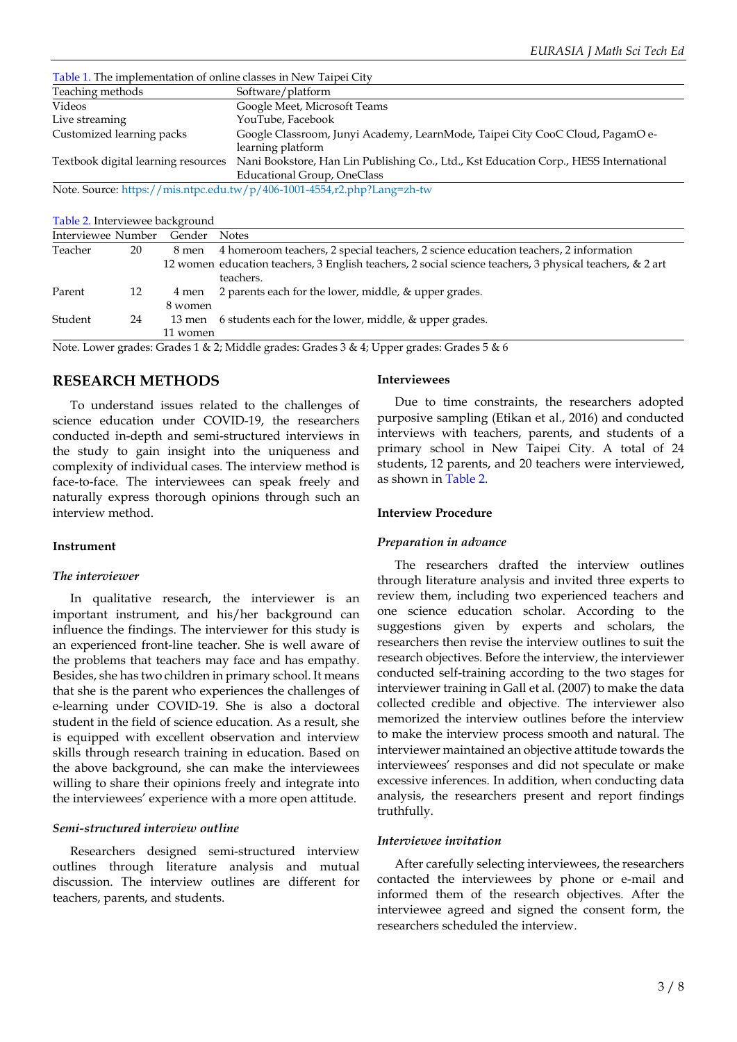Table 1. The implementation of online classes in New Taipei City

| Teaching methods | Software/platform |
|---|---|
| Videos | Google Meet, Microsoft Teams |
| Live streaming | YouTube, Facebook |
| Customized learning packs | Google Classroom, Junyi Academy, LearnMode, Taipei City CooC Cloud, PagamO e-learning platform |
| Textbook digital learning resources | Nani Bookstore, Han Lin Publishing Co., Ltd., Kst Education Corp., HESS International Educational Group, OneClass |

Note. Source: https://mis.ntpc.edu.tw/p/406-1001-4554,r2.php?Lang=zh-tw

Table 2. Interviewee background

| Interviewee | Number | Gender | Notes |
|---|---|---|---|
| Teacher | 20 | 8 men<br>12 women | 4 homeroom teachers, 2 special teachers, 2 science education teachers, 2 information education teachers, 3 English teachers, 2 social science teachers, 3 physical teachers, & 2 art teachers. |
| Parent | 12 | 4 men<br>8 women | 2 parents each for the lower, middle, & upper grades. |
| Student | 24 | 13 men<br>11 women | 6 students each for the lower, middle, & upper grades. |

Note. Lower grades: Grades 1 & 2; Middle grades: Grades 3 & 4; Upper grades: Grades 5 & 6

## RESEARCH METHODS

To understand issues related to the challenges of science education under COVID-19, the researchers conducted in-depth and semi-structured interviews in the study to gain insight into the uniqueness and complexity of individual cases. The interview method is face-to-face. The interviewees can speak freely and naturally express thorough opinions through such an interview method.

### Instrument

#### *The interviewer*

In qualitative research, the interviewer is an important instrument, and his/her background can influence the findings. The interviewer for this study is an experienced front-line teacher. She is well aware of the problems that teachers may face and has empathy. Besides, she has two children in primary school. It means that she is the parent who experiences the challenges of e-learning under COVID-19. She is also a doctoral student in the field of science education. As a result, she is equipped with excellent observation and interview skills through research training in education. Based on the above background, she can make the interviewees willing to share their opinions freely and integrate into the interviewees' experience with a more open attitude.

#### *Semi-structured interview outline*

Researchers designed semi-structured interview outlines through literature analysis and mutual discussion. The interview outlines are different for teachers, parents, and students.

### Interviewees

Due to time constraints, the researchers adopted purposive sampling (Etikan et al., 2016) and conducted interviews with teachers, parents, and students of a primary school in New Taipei City. A total of 24 students, 12 parents, and 20 teachers were interviewed, as shown in Table 2.

### Interview Procedure

#### *Preparation in advance*

The researchers drafted the interview outlines through literature analysis and invited three experts to review them, including two experienced teachers and one science education scholar. According to the suggestions given by experts and scholars, the researchers then revise the interview outlines to suit the research objectives. Before the interview, the interviewer conducted self-training according to the two stages for interviewer training in Gall et al. (2007) to make the data collected credible and objective. The interviewer also memorized the interview outlines before the interview to make the interview process smooth and natural. The interviewer maintained an objective attitude towards the interviewees' responses and did not speculate or make excessive inferences. In addition, when conducting data analysis, the researchers present and report findings truthfully.

#### *Interviewee invitation*

After carefully selecting interviewees, the researchers contacted the interviewees by phone or e-mail and informed them of the research objectives. After the interviewee agreed and signed the consent form, the researchers scheduled the interview.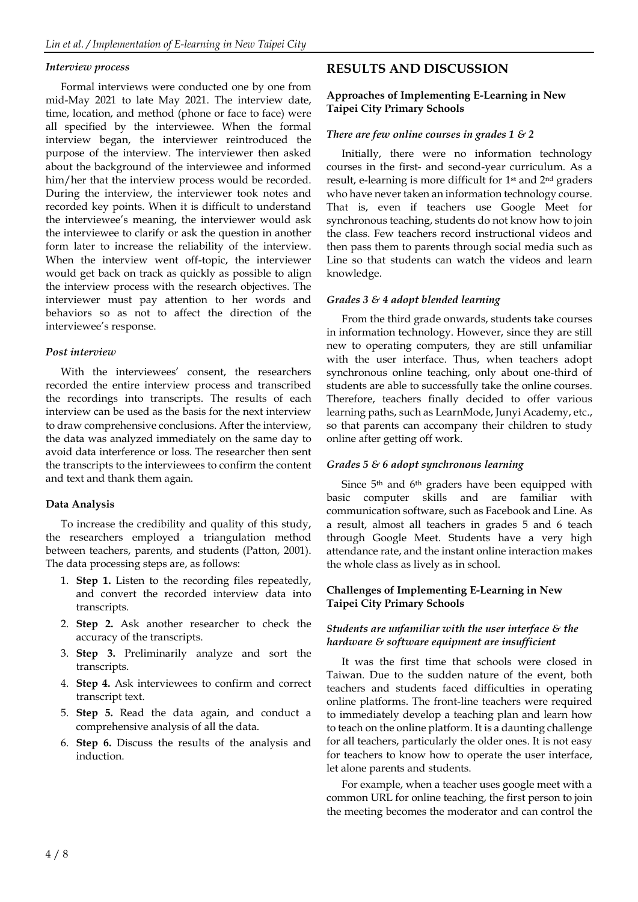#### *Interview process*

Formal interviews were conducted one by one from mid-May 2021 to late May 2021. The interview date, time, location, and method (phone or face to face) were all specified by the interviewee. When the formal interview began, the interviewer reintroduced the purpose of the interview. The interviewer then asked about the background of the interviewee and informed him/her that the interview process would be recorded. During the interview, the interviewer took notes and recorded key points. When it is difficult to understand the interviewee's meaning, the interviewer would ask the interviewee to clarify or ask the question in another form later to increase the reliability of the interview. When the interview went off-topic, the interviewer would get back on track as quickly as possible to align the interview process with the research objectives. The interviewer must pay attention to her words and behaviors so as not to affect the direction of the interviewee's response.

#### *Post interview*

With the interviewees' consent, the researchers recorded the entire interview process and transcribed the recordings into transcripts. The results of each interview can be used as the basis for the next interview to draw comprehensive conclusions. After the interview, the data was analyzed immediately on the same day to avoid data interference or loss. The researcher then sent the transcripts to the interviewees to confirm the content and text and thank them again.

### Data Analysis

To increase the credibility and quality of this study, the researchers employed a triangulation method between teachers, parents, and students (Patton, 2001). The data processing steps are, as follows:

1. **Step 1.** Listen to the recording files repeatedly, and convert the recorded interview data into transcripts.
2. **Step 2.** Ask another researcher to check the accuracy of the transcripts.
3. **Step 3.** Preliminarily analyze and sort the transcripts.
4. **Step 4.** Ask interviewees to confirm and correct transcript text.
5. **Step 5.** Read the data again, and conduct a comprehensive analysis of all the data.
6. **Step 6.** Discuss the results of the analysis and induction.

## RESULTS AND DISCUSSION

### Approaches of Implementing E-Learning in New Taipei City Primary Schools

#### *There are few online courses in grades 1 & 2*

Initially, there were no information technology courses in the first- and second-year curriculum. As a result, e-learning is more difficult for 1st and 2nd graders who have never taken an information technology course. That is, even if teachers use Google Meet for synchronous teaching, students do not know how to join the class. Few teachers record instructional videos and then pass them to parents through social media such as Line so that students can watch the videos and learn knowledge.

#### *Grades 3 & 4 adopt blended learning*

From the third grade onwards, students take courses in information technology. However, since they are still new to operating computers, they are still unfamiliar with the user interface. Thus, when teachers adopt synchronous online teaching, only about one-third of students are able to successfully take the online courses. Therefore, teachers finally decided to offer various learning paths, such as LearnMode, Junyi Academy, etc., so that parents can accompany their children to study online after getting off work.

#### *Grades 5 & 6 adopt synchronous learning*

Since 5th and 6th graders have been equipped with basic computer skills and are familiar with communication software, such as Facebook and Line. As a result, almost all teachers in grades 5 and 6 teach through Google Meet. Students have a very high attendance rate, and the instant online interaction makes the whole class as lively as in school.

### Challenges of Implementing E-Learning in New Taipei City Primary Schools

#### *Students are unfamiliar with the user interface & the hardware & software equipment are insufficient*

It was the first time that schools were closed in Taiwan. Due to the sudden nature of the event, both teachers and students faced difficulties in operating online platforms. The front-line teachers were required to immediately develop a teaching plan and learn how to teach on the online platform. It is a daunting challenge for all teachers, particularly the older ones. It is not easy for teachers to know how to operate the user interface, let alone parents and students.

For example, when a teacher uses google meet with a common URL for online teaching, the first person to join the meeting becomes the moderator and can control the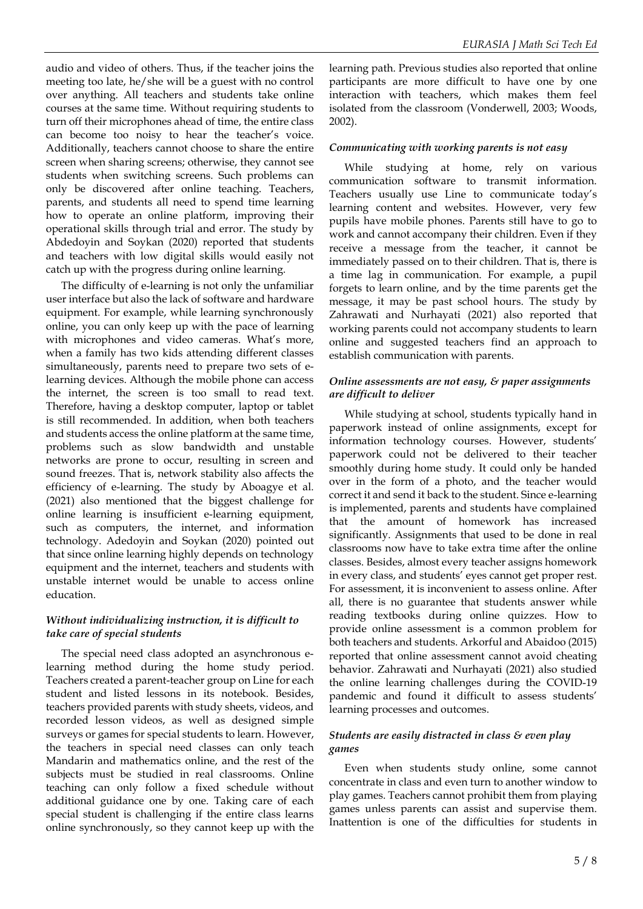audio and video of others. Thus, if the teacher joins the meeting too late, he/she will be a guest with no control over anything. All teachers and students take online courses at the same time. Without requiring students to turn off their microphones ahead of time, the entire class can become too noisy to hear the teacher's voice. Additionally, teachers cannot choose to share the entire screen when sharing screens; otherwise, they cannot see students when switching screens. Such problems can only be discovered after online teaching. Teachers, parents, and students all need to spend time learning how to operate an online platform, improving their operational skills through trial and error. The study by Abdedoyin and Soykan (2020) reported that students and teachers with low digital skills would easily not catch up with the progress during online learning.

The difficulty of e-learning is not only the unfamiliar user interface but also the lack of software and hardware equipment. For example, while learning synchronously online, you can only keep up with the pace of learning with microphones and video cameras. What's more, when a family has two kids attending different classes simultaneously, parents need to prepare two sets of e-learning devices. Although the mobile phone can access the internet, the screen is too small to read text. Therefore, having a desktop computer, laptop or tablet is still recommended. In addition, when both teachers and students access the online platform at the same time, problems such as slow bandwidth and unstable networks are prone to occur, resulting in screen and sound freezes. That is, network stability also affects the efficiency of e-learning. The study by Aboagye et al. (2021) also mentioned that the biggest challenge for online learning is insufficient e-learning equipment, such as computers, the internet, and information technology. Adedoyin and Soykan (2020) pointed out that since online learning highly depends on technology equipment and the internet, teachers and students with unstable internet would be unable to access online education.

### *Without individualizing instruction, it is difficult to take care of special students*

The special need class adopted an asynchronous e-learning method during the home study period. Teachers created a parent-teacher group on Line for each student and listed lessons in its notebook. Besides, teachers provided parents with study sheets, videos, and recorded lesson videos, as well as designed simple surveys or games for special students to learn. However, the teachers in special need classes can only teach Mandarin and mathematics online, and the rest of the subjects must be studied in real classrooms. Online teaching can only follow a fixed schedule without additional guidance one by one. Taking care of each special student is challenging if the entire class learns online synchronously, so they cannot keep up with the learning path. Previous studies also reported that online participants are more difficult to have one by one interaction with teachers, which makes them feel isolated from the classroom (Vonderwell, 2003; Woods, 2002).

### *Communicating with working parents is not easy*

While studying at home, rely on various communication software to transmit information. Teachers usually use Line to communicate today's learning content and websites. However, very few pupils have mobile phones. Parents still have to go to work and cannot accompany their children. Even if they receive a message from the teacher, it cannot be immediately passed on to their children. That is, there is a time lag in communication. For example, a pupil forgets to learn online, and by the time parents get the message, it may be past school hours. The study by Zahrawati and Nurhayati (2021) also reported that working parents could not accompany students to learn online and suggested teachers find an approach to establish communication with parents.

### *Online assessments are not easy, & paper assignments are difficult to deliver*

While studying at school, students typically hand in paperwork instead of online assignments, except for information technology courses. However, students' paperwork could not be delivered to their teacher smoothly during home study. It could only be handed over in the form of a photo, and the teacher would correct it and send it back to the student. Since e-learning is implemented, parents and students have complained that the amount of homework has increased significantly. Assignments that used to be done in real classrooms now have to take extra time after the online classes. Besides, almost every teacher assigns homework in every class, and students' eyes cannot get proper rest. For assessment, it is inconvenient to assess online. After all, there is no guarantee that students answer while reading textbooks during online quizzes. How to provide online assessment is a common problem for both teachers and students. Arkorful and Abaidoo (2015) reported that online assessment cannot avoid cheating behavior. Zahrawati and Nurhayati (2021) also studied the online learning challenges during the COVID-19 pandemic and found it difficult to assess students' learning processes and outcomes.

### *Students are easily distracted in class & even play games*

Even when students study online, some cannot concentrate in class and even turn to another window to play games. Teachers cannot prohibit them from playing games unless parents can assist and supervise them. Inattention is one of the difficulties for students in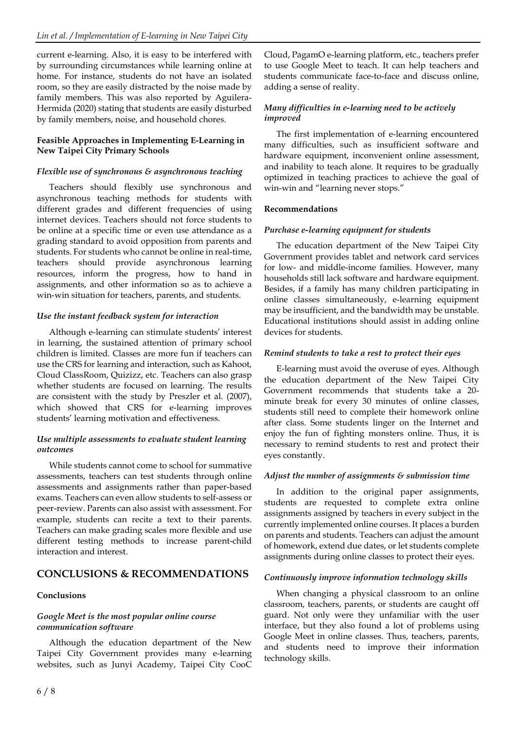current e-learning. Also, it is easy to be interfered with by surrounding circumstances while learning online at home. For instance, students do not have an isolated room, so they are easily distracted by the noise made by family members. This was also reported by Aguilera-Hermida (2020) stating that students are easily disturbed by family members, noise, and household chores.

### Feasible Approaches in Implementing E-Learning in New Taipei City Primary Schools

#### *Flexible use of synchronous & asynchronous teaching*

Teachers should flexibly use synchronous and asynchronous teaching methods for students with different grades and different frequencies of using internet devices. Teachers should not force students to be online at a specific time or even use attendance as a grading standard to avoid opposition from parents and students. For students who cannot be online in real-time, teachers should provide asynchronous learning resources, inform the progress, how to hand in assignments, and other information so as to achieve a win-win situation for teachers, parents, and students.

#### *Use the instant feedback system for interaction*

Although e-learning can stimulate students' interest in learning, the sustained attention of primary school children is limited. Classes are more fun if teachers can use the CRS for learning and interaction, such as Kahoot, Cloud ClassRoom, Quizizz, etc. Teachers can also grasp whether students are focused on learning. The results are consistent with the study by Preszler et al. (2007), which showed that CRS for e-learning improves students' learning motivation and effectiveness.

#### *Use multiple assessments to evaluate student learning outcomes*

While students cannot come to school for summative assessments, teachers can test students through online assessments and assignments rather than paper-based exams. Teachers can even allow students to self-assess or peer-review. Parents can also assist with assessment. For example, students can recite a text to their parents. Teachers can make grading scales more flexible and use different testing methods to increase parent-child interaction and interest.

## CONCLUSIONS & RECOMMENDATIONS

### Conclusions

#### *Google Meet is the most popular online course communication software*

Although the education department of the New Taipei City Government provides many e-learning websites, such as Junyi Academy, Taipei City CooC Cloud, PagamO e-learning platform, etc., teachers prefer to use Google Meet to teach. It can help teachers and students communicate face-to-face and discuss online, adding a sense of reality.

#### *Many difficulties in e-learning need to be actively improved*

The first implementation of e-learning encountered many difficulties, such as insufficient software and hardware equipment, inconvenient online assessment, and inability to teach alone. It requires to be gradually optimized in teaching practices to achieve the goal of win-win and "learning never stops."

### Recommendations

#### *Purchase e-learning equipment for students*

The education department of the New Taipei City Government provides tablet and network card services for low- and middle-income families. However, many households still lack software and hardware equipment. Besides, if a family has many children participating in online classes simultaneously, e-learning equipment may be insufficient, and the bandwidth may be unstable. Educational institutions should assist in adding online devices for students.

#### *Remind students to take a rest to protect their eyes*

E-learning must avoid the overuse of eyes. Although the education department of the New Taipei City Government recommends that students take a 20-minute break for every 30 minutes of online classes, students still need to complete their homework online after class. Some students linger on the Internet and enjoy the fun of fighting monsters online. Thus, it is necessary to remind students to rest and protect their eyes constantly.

#### *Adjust the number of assignments & submission time*

In addition to the original paper assignments, students are requested to complete extra online assignments assigned by teachers in every subject in the currently implemented online courses. It places a burden on parents and students. Teachers can adjust the amount of homework, extend due dates, or let students complete assignments during online classes to protect their eyes.

#### *Continuously improve information technology skills*

When changing a physical classroom to an online classroom, teachers, parents, or students are caught off guard. Not only were they unfamiliar with the user interface, but they also found a lot of problems using Google Meet in online classes. Thus, teachers, parents, and students need to improve their information technology skills.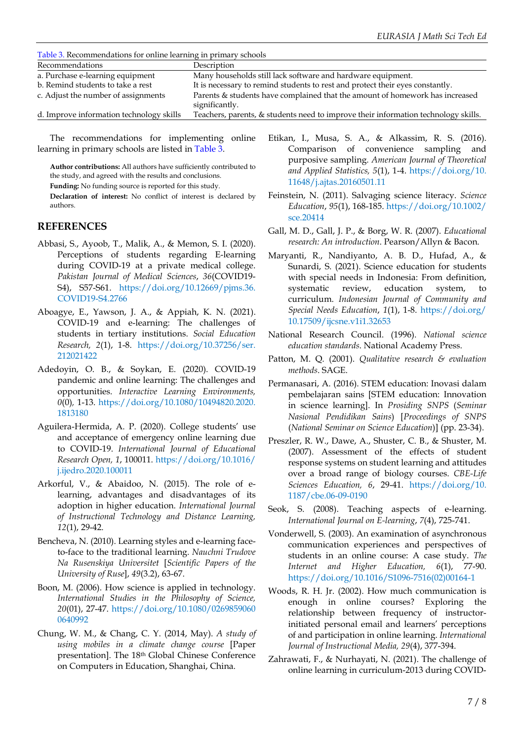Table 3. Recommendations for online learning in primary schools

| Recommendations | Description |
|---|---|
| a. Purchase e-learning equipment | Many households still lack software and hardware equipment. |
| b. Remind students to take a rest | It is necessary to remind students to rest and protect their eyes constantly. |
| c. Adjust the number of assignments | Parents & students have complained that the amount of homework has increased significantly. |
| d. Improve information technology skills | Teachers, parents, & students need to improve their information technology skills. |

The recommendations for implementing online learning in primary schools are listed in Table 3.

**Author contributions:** All authors have sufficiently contributed to the study, and agreed with the results and conclusions.

**Funding:** No funding source is reported for this study.

**Declaration of interest:** No conflict of interest is declared by authors.

## REFERENCES

Abbasi, S., Ayoob, T., Malik, A., & Memon, S. I. (2020). Perceptions of students regarding E-learning during COVID-19 at a private medical college. *Pakistan Journal of Medical Sciences*, *36*(COVID19-S4), S57-S61. https://doi.org/10.12669/pjms.36.COVID19-S4.2766

Aboagye, E., Yawson, J. A., & Appiah, K. N. (2021). COVID-19 and e-learning: The challenges of students in tertiary institutions. *Social Education Research, 2*(1), 1-8. https://doi.org/10.37256/ser.212021422

Adedoyin, O. B., & Soykan, E. (2020). COVID-19 pandemic and online learning: The challenges and opportunities. *Interactive Learning Environments, 0*(0), 1-13. https://doi.org/10.1080/10494820.2020.1813180

Aguilera-Hermida, A. P. (2020). College students' use and acceptance of emergency online learning due to COVID-19. *International Journal of Educational Research Open, 1*, 100011. https://doi.org/10.1016/j.ijedro.2020.100011

Arkorful, V., & Abaidoo, N. (2015). The role of e-learning, advantages and disadvantages of its adoption in higher education. *International Journal of Instructional Technology and Distance Learning, 12*(1), 29-42.

Bencheva, N. (2010). Learning styles and e-learning face-to-face to the traditional learning. *Nauchni Trudove Na Rusenskiya Universitet* [*Scientific Papers of the University of Ruse*], *49*(3.2), 63-67.

Boon, M. (2006). How science is applied in technology. *International Studies in the Philosophy of Science, 20*(01), 27-47. https://doi.org/10.1080/02698590600640992

Chung, W. M., & Chang, C. Y. (2014, May). *A study of using mobiles in a climate change course* [Paper presentation]. The 18th Global Chinese Conference on Computers in Education, Shanghai, China.

Etikan, I., Musa, S. A., & Alkassim, R. S. (2016). Comparison of convenience sampling and purposive sampling. *American Journal of Theoretical and Applied Statistics, 5*(1), 1-4. https://doi.org/10.11648/j.ajtas.20160501.11

Feinstein, N. (2011). Salvaging science literacy. *Science Education*, *95*(1), 168-185. https://doi.org/10.1002/sce.20414

Gall, M. D., Gall, J. P., & Borg, W. R. (2007). *Educational research: An introduction*. Pearson/Allyn & Bacon.

Maryanti, R., Nandiyanto, A. B. D., Hufad, A., & Sunardi, S. (2021). Science education for students with special needs in Indonesia: From definition, systematic review, education system, to curriculum. *Indonesian Journal of Community and Special Needs Education*, *1*(1), 1-8. https://doi.org/10.17509/ijcsne.v1i1.32653

National Research Council. (1996). *National science education standards*. National Academy Press.

Patton, M. Q. (2001). *Qualitative research & evaluation methods*. SAGE.

Permanasari, A. (2016). STEM education: Inovasi dalam pembelajaran sains [STEM education: Innovation in science learning]. In *Prosiding SNPS* (*Seminar Nasional Pendidikan Sains*) [*Proceedings of SNPS* (*National Seminar on Science Education*)] (pp. 23-34).

Preszler, R. W., Dawe, A., Shuster, C. B., & Shuster, M. (2007). Assessment of the effects of student response systems on student learning and attitudes over a broad range of biology courses. *CBE-Life Sciences Education, 6*, 29-41. https://doi.org/10.1187/cbe.06-09-0190

Seok, S. (2008). Teaching aspects of e-learning. *International Journal on E-learning*, *7*(4), 725-741.

Vonderwell, S. (2003). An examination of asynchronous communication experiences and perspectives of students in an online course: A case study. *The Internet and Higher Education, 6*(1), 77-90. https://doi.org/10.1016/S1096-7516(02)00164-1

Woods, R. H. Jr. (2002). How much communication is enough in online courses? Exploring the relationship between frequency of instructor-initiated personal email and learners' perceptions of and participation in online learning. *International Journal of Instructional Media, 29*(4), 377-394.

Zahrawati, F., & Nurhayati, N. (2021). The challenge of online learning in curriculum-2013 during COVID-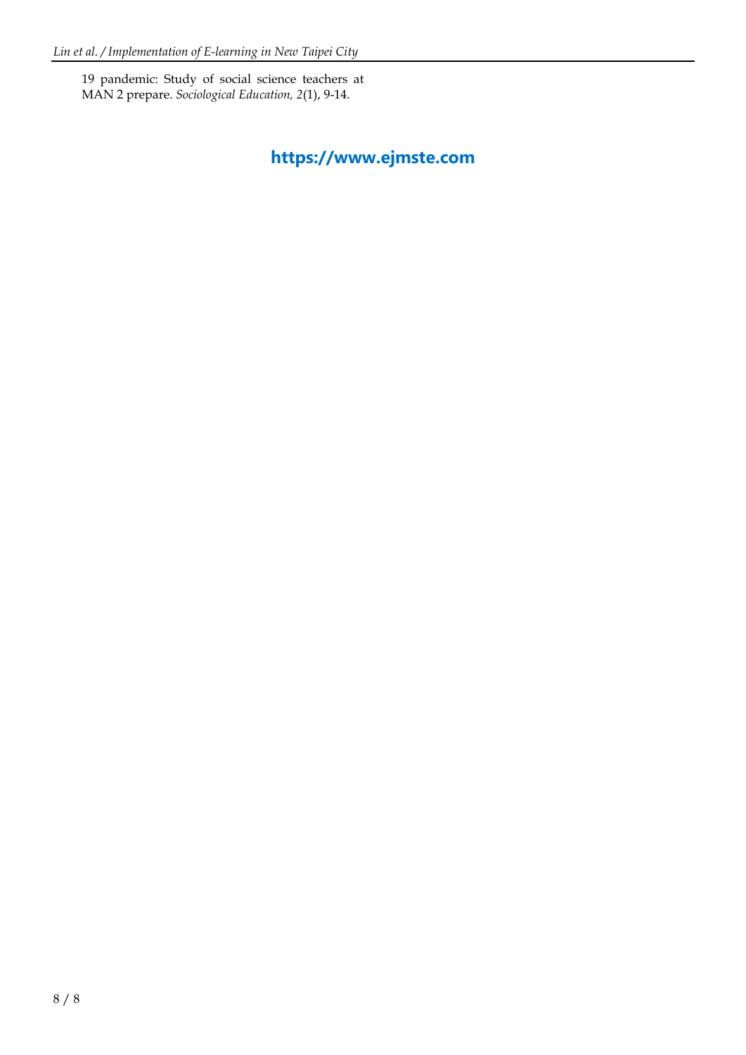19 pandemic: Study of social science teachers at MAN 2 prepare. *Sociological Education, 2*(1), 9-14.

**https://www.ejmste.com**